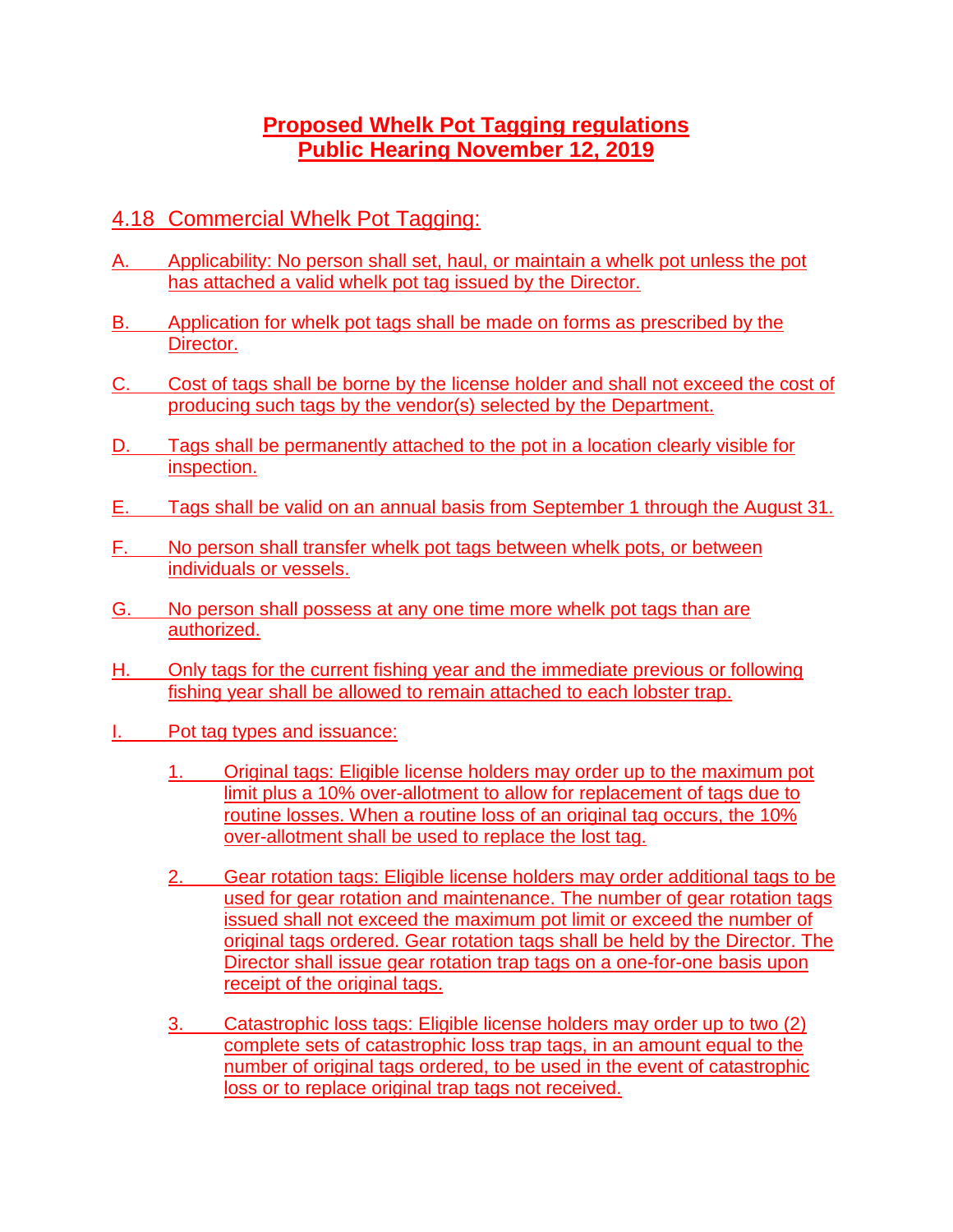# Proposed Whelk Pot Tagging regulations
# Public Hearing November 12, 2019

## 4.18 Commercial Whelk Pot Tagging:

A. Applicability: No person shall set, haul, or maintain a whelk pot unless the pot has attached a valid whelk pot tag issued by the Director.

B. Application for whelk pot tags shall be made on forms as prescribed by the Director.

C. Cost of tags shall be borne by the license holder and shall not exceed the cost of producing such tags by the vendor(s) selected by the Department.

D. Tags shall be permanently attached to the pot in a location clearly visible for inspection.

E. Tags shall be valid on an annual basis from September 1 through the August 31.

F. No person shall transfer whelk pot tags between whelk pots, or between individuals or vessels.

G. No person shall possess at any one time more whelk pot tags than are authorized.

H. Only tags for the current fishing year and the immediate previous or following fishing year shall be allowed to remain attached to each lobster trap.

I. Pot tag types and issuance:

1. Original tags: Eligible license holders may order up to the maximum pot limit plus a 10% over-allotment to allow for replacement of tags due to routine losses. When a routine loss of an original tag occurs, the 10% over-allotment shall be used to replace the lost tag.

2. Gear rotation tags: Eligible license holders may order additional tags to be used for gear rotation and maintenance. The number of gear rotation tags issued shall not exceed the maximum pot limit or exceed the number of original tags ordered. Gear rotation tags shall be held by the Director. The Director shall issue gear rotation trap tags on a one-for-one basis upon receipt of the original tags.

3. Catastrophic loss tags: Eligible license holders may order up to two (2) complete sets of catastrophic loss trap tags, in an amount equal to the number of original tags ordered, to be used in the event of catastrophic loss or to replace original trap tags not received.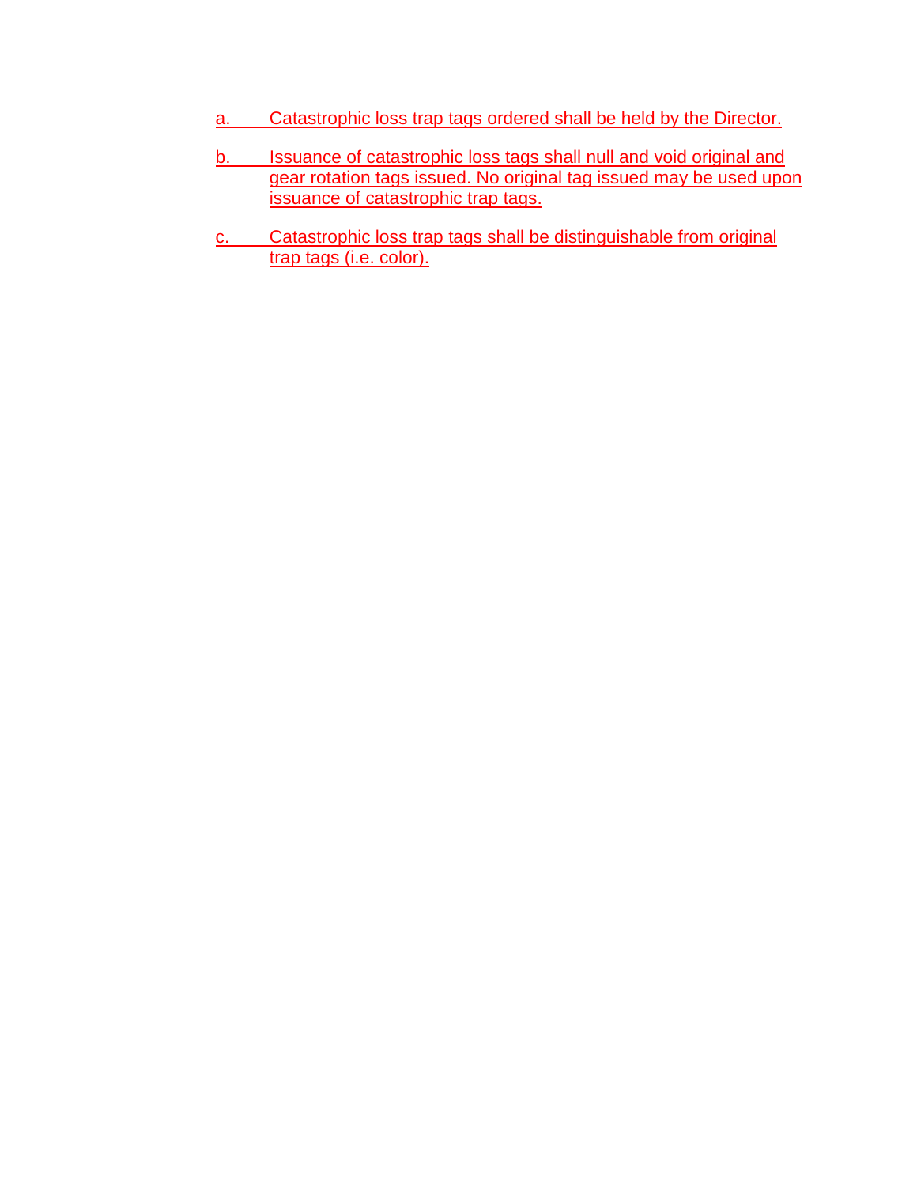a. Catastrophic loss trap tags ordered shall be held by the Director.

b. Issuance of catastrophic loss tags shall null and void original and gear rotation tags issued. No original tag issued may be used upon issuance of catastrophic trap tags.

c. Catastrophic loss trap tags shall be distinguishable from original trap tags (i.e. color).